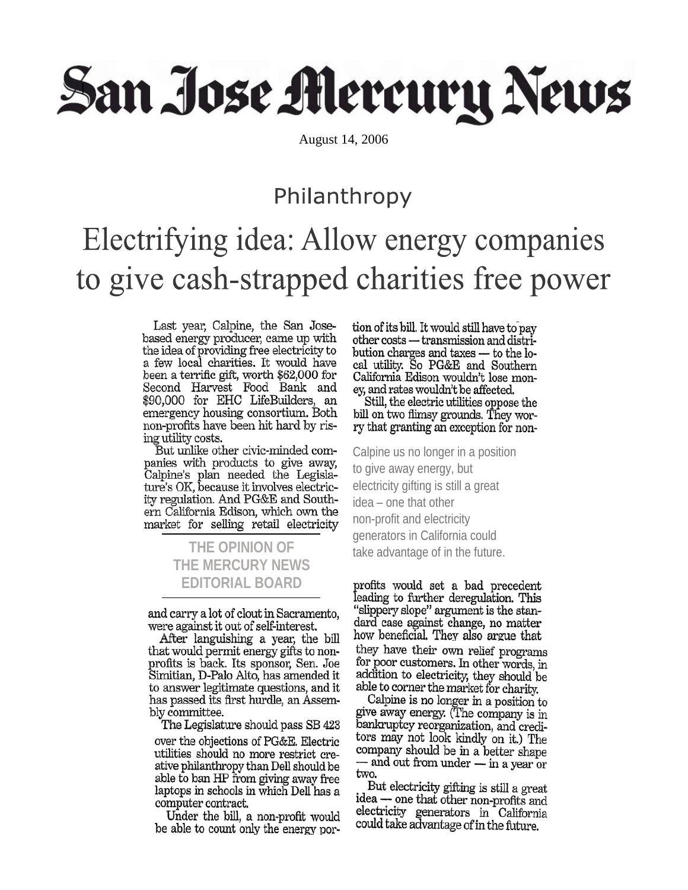# San Jose Mercury News

August 14, 2006

## Philanthropy

# Electrifying idea: Allow energy companies to give cash-strapped charities free power

Last year, Calpine, the San Jose-based energy producer, came up with the idea of providing free electricity to a few local charities. It would have been a terrific gift, worth $62,000 for Second Harvest Food Bank and $90,000 for EHC LifeBuilders, an emergency housing consortium. Both non-profits have been hit hard by rising utility costs.

But unlike other civic-minded companies with products to give away, Calpine's plan needed the Legislature's OK, because it involves electricity regulation. And PG&E and Southern California Edison, which own the market for selling retail electricity and carry a lot of clout in Sacramento, were against it out of self-interest.

**THE OPINION OF THE MERCURY NEWS EDITORIAL BOARD**

After languishing a year, the bill that would permit energy gifts to non-profits is back. Its sponsor, Sen. Joe Simitian, D-Palo Alto, has amended it to answer legitimate questions, and it has passed its first hurdle, an Assembly committee.

The Legislature should pass SB 423 over the objections of PG&E. Electric utilities should no more restrict creative philanthropy than Dell should be able to ban HP from giving away free laptops in schools in which Dell has a computer contract.

Under the bill, a non-profit would be able to count only the energy portion of its bill. It would still have to pay other costs — transmission and distribution charges and taxes — to the local utility. So PG&E and Southern California Edison wouldn't lose money, and rates wouldn't be affected.

Still, the electric utilities oppose the bill on two flimsy grounds. They worry that granting an exception for non-profits would set a bad precedent leading to further deregulation. This "slippery slope" argument is the standard case against change, no matter how beneficial. They also argue that they have their own relief programs for poor customers. In other words, in addition to electricity, they should be able to corner the market for charity.

> Calpine us no longer in a position to give away energy, but electricity gifting is still a great idea – one that other non-profit and electricity generators in California could take advantage of in the future.

Calpine is no longer in a position to give away energy. (The company is in bankruptcy reorganization, and creditors may not look kindly on it.) The company should be in a better shape — and out from under — in a year or two.

But electricity gifting is still a great idea — one that other non-profits and electricity generators in California could take advantage of in the future.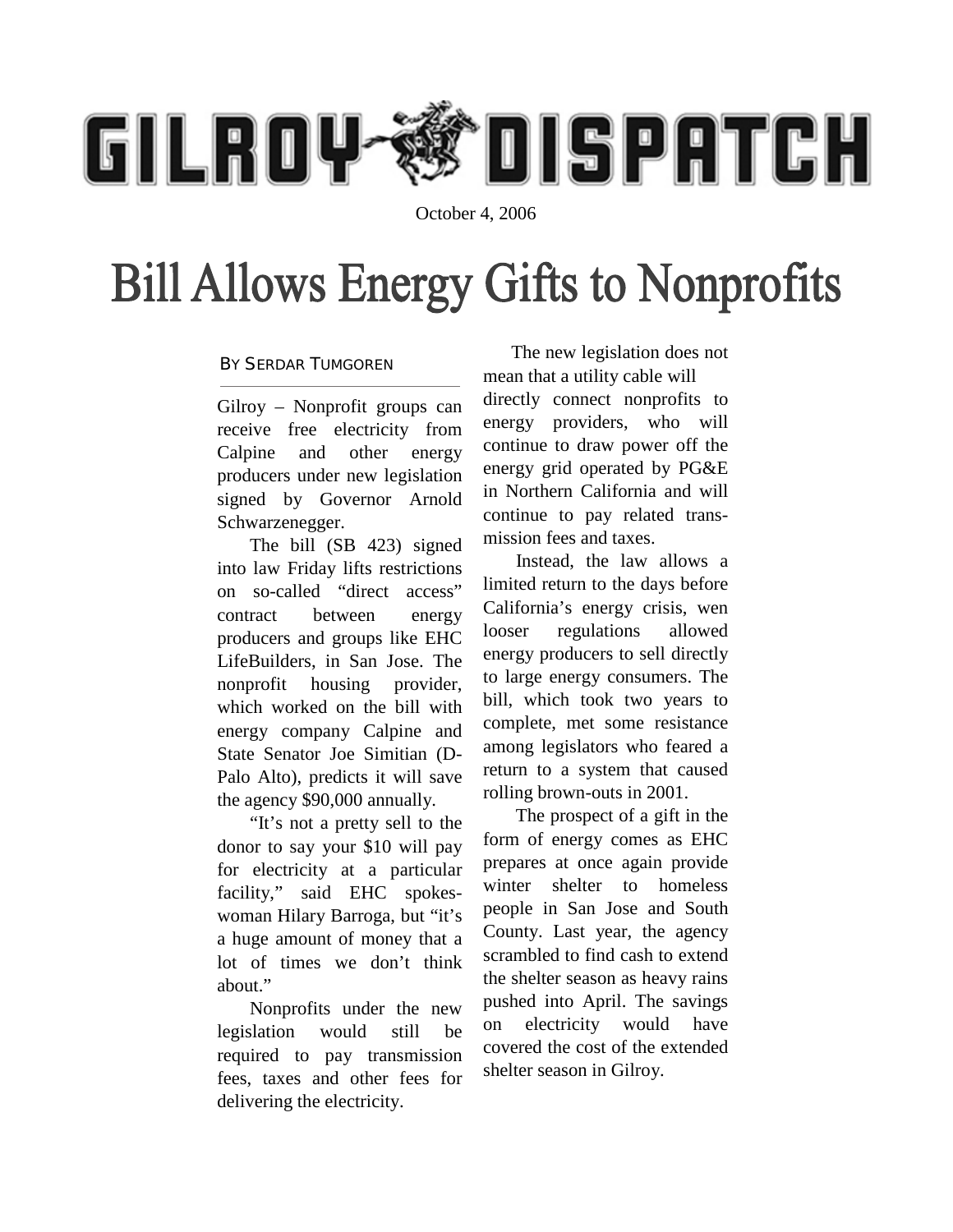# GILROY DISPATCH

October 4, 2006

# Bill Allows Energy Gifts to Nonprofits

BY SERDAR TUMGOREN

Gilroy – Nonprofit groups can receive free electricity from Calpine and other energy producers under new legislation signed by Governor Arnold Schwarzenegger.

The bill (SB 423) signed into law Friday lifts restrictions on so-called "direct access" contract between energy producers and groups like EHC LifeBuilders, in San Jose. The nonprofit housing provider, which worked on the bill with energy company Calpine and State Senator Joe Simitian (D-Palo Alto), predicts it will save the agency $90,000 annually.

"It's not a pretty sell to the donor to say your $10 will pay for electricity at a particular facility," said EHC spokeswoman Hilary Barroga, but "it's a huge amount of money that a lot of times we don't think about."

Nonprofits under the new legislation would still be required to pay transmission fees, taxes and other fees for delivering the electricity.

The new legislation does not mean that a utility cable will directly connect nonprofits to energy providers, who will continue to draw power off the energy grid operated by PG&E in Northern California and will continue to pay related transmission fees and taxes.

Instead, the law allows a limited return to the days before California's energy crisis, wen looser regulations allowed energy producers to sell directly to large energy consumers. The bill, which took two years to complete, met some resistance among legislators who feared a return to a system that caused rolling brown-outs in 2001.

The prospect of a gift in the form of energy comes as EHC prepares at once again provide winter shelter to homeless people in San Jose and South County. Last year, the agency scrambled to find cash to extend the shelter season as heavy rains pushed into April. The savings on electricity would have covered the cost of the extended shelter season in Gilroy.